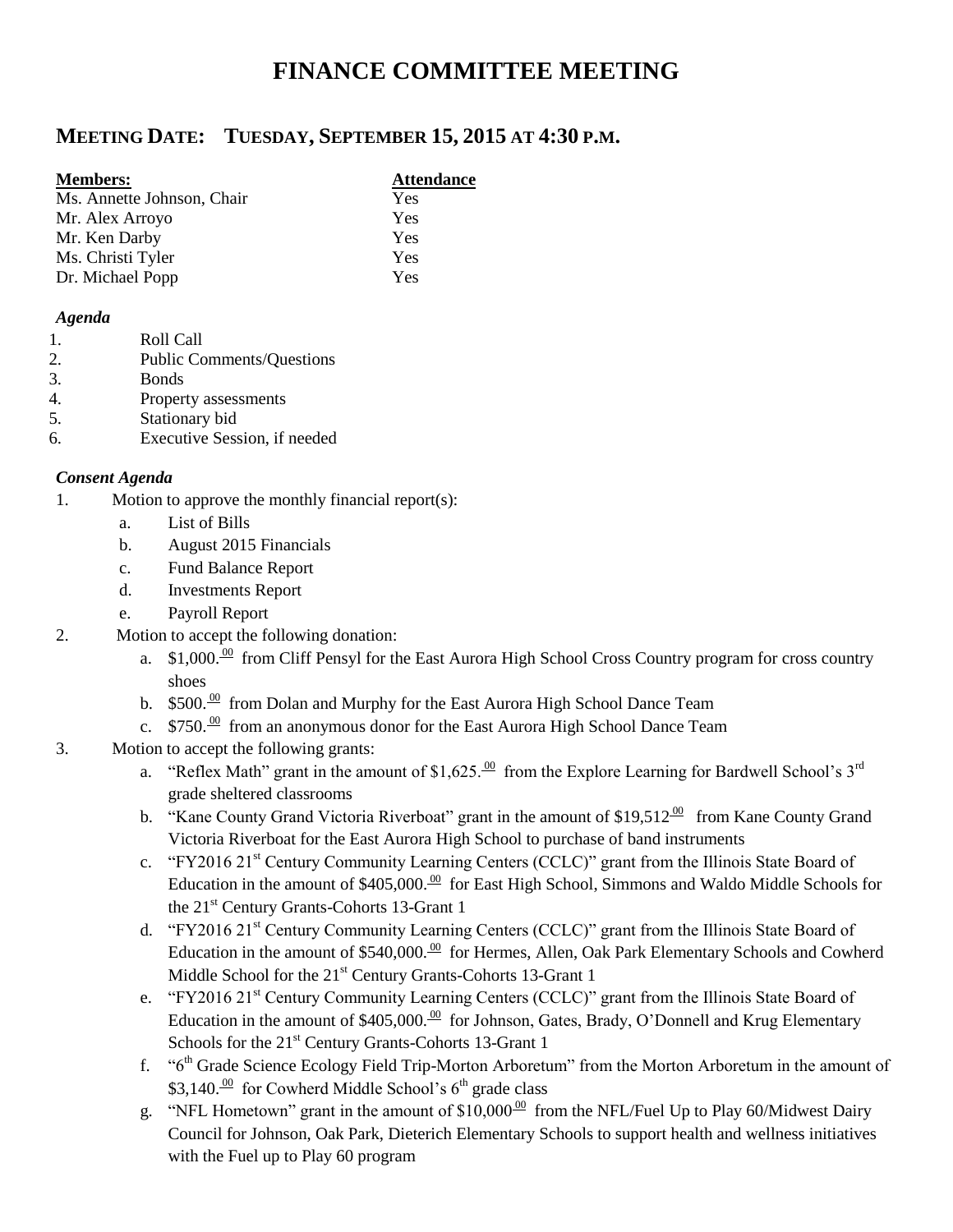# FINANCE COMMITTEE MEETING

## MEETING DATE: TUESDAY, SEPTEMBER 15, 2015 AT 4:30 P.M.

| **Members:** | **Attendance** |
| --- | --- |
| Ms. Annette Johnson, Chair | Yes |
| Mr. Alex Arroyo | Yes |
| Mr. Ken Darby | Yes |
| Ms. Christi Tyler | Yes |
| Dr. Michael Popp | Yes |

***Agenda***

1. Roll Call
2. Public Comments/Questions
3. Bonds
4. Property assessments
5. Stationary bid
6. Executive Session, if needed

***Consent Agenda***

1. Motion to approve the monthly financial report(s):
   a. List of Bills
   b. August 2015 Financials
   c. Fund Balance Report
   d. Investments Report
   e. Payroll Report
2. Motion to accept the following donation:
   a. \$1,000.00 from Cliff Pensyl for the East Aurora High School Cross Country program for cross country shoes
   b. \$500.00 from Dolan and Murphy for the East Aurora High School Dance Team
   c. \$750.00 from an anonymous donor for the East Aurora High School Dance Team
3. Motion to accept the following grants:
   a. "Reflex Math" grant in the amount of \$1,625.00 from the Explore Learning for Bardwell School's 3rd grade sheltered classrooms
   b. "Kane County Grand Victoria Riverboat" grant in the amount of \$19,512.00 from Kane County Grand Victoria Riverboat for the East Aurora High School to purchase of band instruments
   c. "FY2016 21st Century Community Learning Centers (CCLC)" grant from the Illinois State Board of Education in the amount of \$405,000.00 for East High School, Simmons and Waldo Middle Schools for the 21st Century Grants-Cohorts 13-Grant 1
   d. "FY2016 21st Century Community Learning Centers (CCLC)" grant from the Illinois State Board of Education in the amount of \$540,000.00 for Hermes, Allen, Oak Park Elementary Schools and Cowherd Middle School for the 21st Century Grants-Cohorts 13-Grant 1
   e. "FY2016 21st Century Community Learning Centers (CCLC)" grant from the Illinois State Board of Education in the amount of \$405,000.00 for Johnson, Gates, Brady, O'Donnell and Krug Elementary Schools for the 21st Century Grants-Cohorts 13-Grant 1
   f. "6th Grade Science Ecology Field Trip-Morton Arboretum" from the Morton Arboretum in the amount of \$3,140.00 for Cowherd Middle School's 6th grade class
   g. "NFL Hometown" grant in the amount of \$10,000.00 from the NFL/Fuel Up to Play 60/Midwest Dairy Council for Johnson, Oak Park, Dieterich Elementary Schools to support health and wellness initiatives with the Fuel up to Play 60 program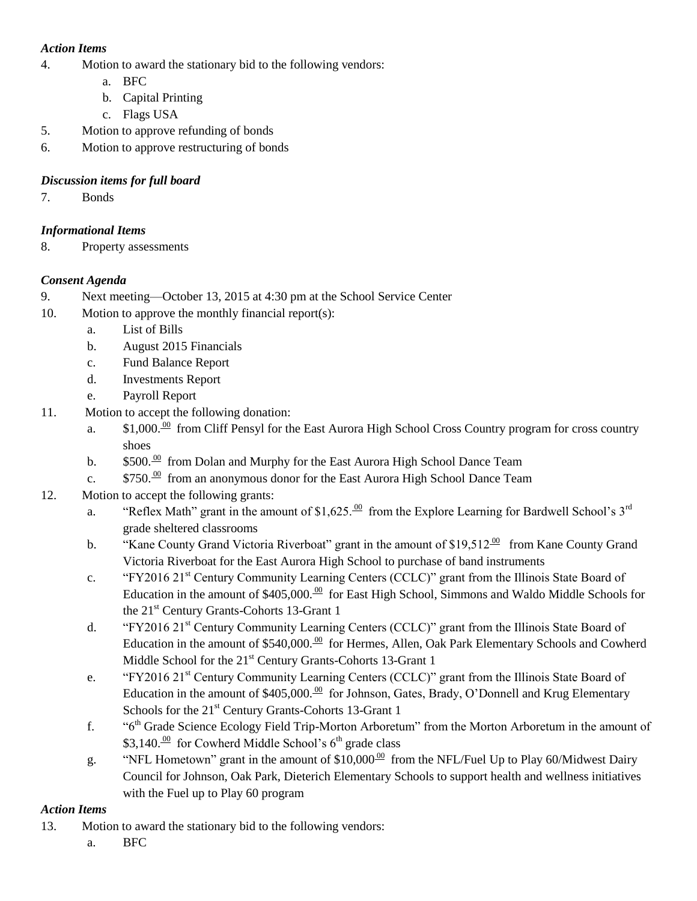### *Action Items*

4. Motion to award the stationary bid to the following vendors:
   a. BFC
   b. Capital Printing
   c. Flags USA
5. Motion to approve refunding of bonds
6. Motion to approve restructuring of bonds

### *Discussion items for full board*

7. Bonds

### *Informational Items*

8. Property assessments

### *Consent Agenda*

9. Next meeting—October 13, 2015 at 4:30 pm at the School Service Center
10. Motion to approve the monthly financial report(s):
    a. List of Bills
    b. August 2015 Financials
    c. Fund Balance Report
    d. Investments Report
    e. Payroll Report
11. Motion to accept the following donation:
    a. $1,000.00 from Cliff Pensyl for the East Aurora High School Cross Country program for cross country shoes
    b. $500.00 from Dolan and Murphy for the East Aurora High School Dance Team
    c. $750.00 from an anonymous donor for the East Aurora High School Dance Team
12. Motion to accept the following grants:
    a. "Reflex Math" grant in the amount of $1,625.00 from the Explore Learning for Bardwell School's 3rd grade sheltered classrooms
    b. "Kane County Grand Victoria Riverboat" grant in the amount of $19,512.00 from Kane County Grand Victoria Riverboat for the East Aurora High School to purchase of band instruments
    c. "FY2016 21st Century Community Learning Centers (CCLC)" grant from the Illinois State Board of Education in the amount of $405,000.00 for East High School, Simmons and Waldo Middle Schools for the 21st Century Grants-Cohorts 13-Grant 1
    d. "FY2016 21st Century Community Learning Centers (CCLC)" grant from the Illinois State Board of Education in the amount of $540,000.00 for Hermes, Allen, Oak Park Elementary Schools and Cowherd Middle School for the 21st Century Grants-Cohorts 13-Grant 1
    e. "FY2016 21st Century Community Learning Centers (CCLC)" grant from the Illinois State Board of Education in the amount of $405,000.00 for Johnson, Gates, Brady, O'Donnell and Krug Elementary Schools for the 21st Century Grants-Cohorts 13-Grant 1
    f. "6th Grade Science Ecology Field Trip-Morton Arboretum" from the Morton Arboretum in the amount of $3,140.00 for Cowherd Middle School's 6th grade class
    g. "NFL Hometown" grant in the amount of $10,000.00 from the NFL/Fuel Up to Play 60/Midwest Dairy Council for Johnson, Oak Park, Dieterich Elementary Schools to support health and wellness initiatives with the Fuel up to Play 60 program

### *Action Items*

13. Motion to award the stationary bid to the following vendors:
    a. BFC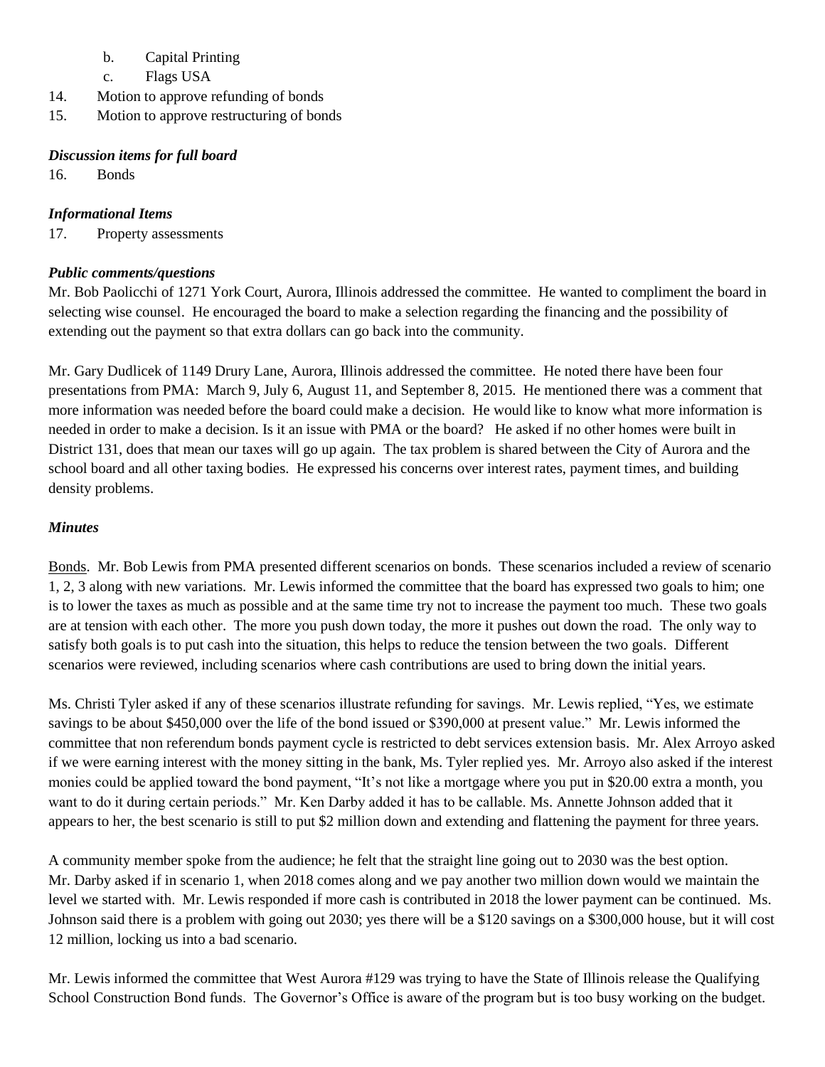b. Capital Printing
    c. Flags USA

14. Motion to approve refunding of bonds
15. Motion to approve restructuring of bonds

***Discussion items for full board***

16. Bonds

***Informational Items***

17. Property assessments

***Public comments/questions***

Mr. Bob Paolicchi of 1271 York Court, Aurora, Illinois addressed the committee. He wanted to compliment the board in selecting wise counsel. He encouraged the board to make a selection regarding the financing and the possibility of extending out the payment so that extra dollars can go back into the community.

Mr. Gary Dudlicek of 1149 Drury Lane, Aurora, Illinois addressed the committee. He noted there have been four presentations from PMA: March 9, July 6, August 11, and September 8, 2015. He mentioned there was a comment that more information was needed before the board could make a decision. He would like to know what more information is needed in order to make a decision. Is it an issue with PMA or the board? He asked if no other homes were built in District 131, does that mean our taxes will go up again. The tax problem is shared between the City of Aurora and the school board and all other taxing bodies. He expressed his concerns over interest rates, payment times, and building density problems.

***Minutes***

Bonds. Mr. Bob Lewis from PMA presented different scenarios on bonds. These scenarios included a review of scenario 1, 2, 3 along with new variations. Mr. Lewis informed the committee that the board has expressed two goals to him; one is to lower the taxes as much as possible and at the same time try not to increase the payment too much. These two goals are at tension with each other. The more you push down today, the more it pushes out down the road. The only way to satisfy both goals is to put cash into the situation, this helps to reduce the tension between the two goals. Different scenarios were reviewed, including scenarios where cash contributions are used to bring down the initial years.

Ms. Christi Tyler asked if any of these scenarios illustrate refunding for savings. Mr. Lewis replied, "Yes, we estimate savings to be about $450,000 over the life of the bond issued or $390,000 at present value." Mr. Lewis informed the committee that non referendum bonds payment cycle is restricted to debt services extension basis. Mr. Alex Arroyo asked if we were earning interest with the money sitting in the bank, Ms. Tyler replied yes. Mr. Arroyo also asked if the interest monies could be applied toward the bond payment, "It's not like a mortgage where you put in $20.00 extra a month, you want to do it during certain periods." Mr. Ken Darby added it has to be callable. Ms. Annette Johnson added that it appears to her, the best scenario is still to put $2 million down and extending and flattening the payment for three years.

A community member spoke from the audience; he felt that the straight line going out to 2030 was the best option. Mr. Darby asked if in scenario 1, when 2018 comes along and we pay another two million down would we maintain the level we started with. Mr. Lewis responded if more cash is contributed in 2018 the lower payment can be continued. Ms. Johnson said there is a problem with going out 2030; yes there will be a $120 savings on a $300,000 house, but it will cost 12 million, locking us into a bad scenario.

Mr. Lewis informed the committee that West Aurora #129 was trying to have the State of Illinois release the Qualifying School Construction Bond funds. The Governor's Office is aware of the program but is too busy working on the budget.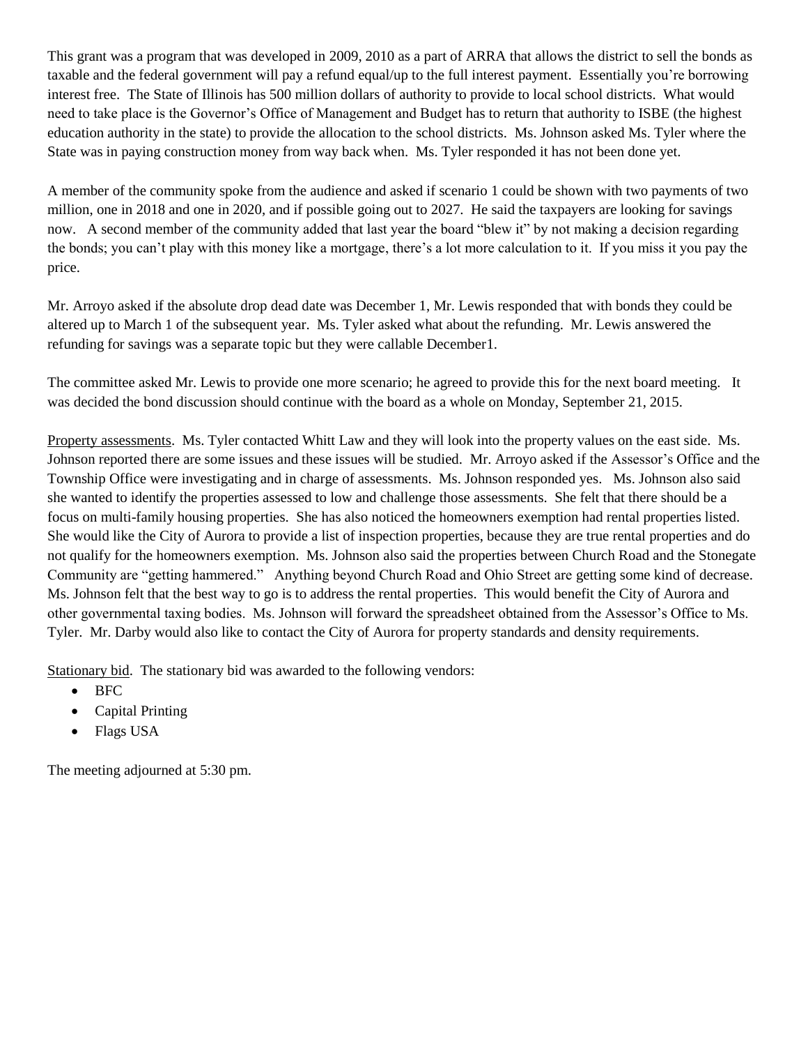This grant was a program that was developed in 2009, 2010 as a part of ARRA that allows the district to sell the bonds as taxable and the federal government will pay a refund equal/up to the full interest payment. Essentially you're borrowing interest free. The State of Illinois has 500 million dollars of authority to provide to local school districts. What would need to take place is the Governor's Office of Management and Budget has to return that authority to ISBE (the highest education authority in the state) to provide the allocation to the school districts. Ms. Johnson asked Ms. Tyler where the State was in paying construction money from way back when. Ms. Tyler responded it has not been done yet.

A member of the community spoke from the audience and asked if scenario 1 could be shown with two payments of two million, one in 2018 and one in 2020, and if possible going out to 2027. He said the taxpayers are looking for savings now. A second member of the community added that last year the board "blew it" by not making a decision regarding the bonds; you can't play with this money like a mortgage, there's a lot more calculation to it. If you miss it you pay the price.

Mr. Arroyo asked if the absolute drop dead date was December 1, Mr. Lewis responded that with bonds they could be altered up to March 1 of the subsequent year. Ms. Tyler asked what about the refunding. Mr. Lewis answered the refunding for savings was a separate topic but they were callable December1.

The committee asked Mr. Lewis to provide one more scenario; he agreed to provide this for the next board meeting. It was decided the bond discussion should continue with the board as a whole on Monday, September 21, 2015.

Property assessments. Ms. Tyler contacted Whitt Law and they will look into the property values on the east side. Ms. Johnson reported there are some issues and these issues will be studied. Mr. Arroyo asked if the Assessor's Office and the Township Office were investigating and in charge of assessments. Ms. Johnson responded yes. Ms. Johnson also said she wanted to identify the properties assessed to low and challenge those assessments. She felt that there should be a focus on multi-family housing properties. She has also noticed the homeowners exemption had rental properties listed. She would like the City of Aurora to provide a list of inspection properties, because they are true rental properties and do not qualify for the homeowners exemption. Ms. Johnson also said the properties between Church Road and the Stonegate Community are "getting hammered." Anything beyond Church Road and Ohio Street are getting some kind of decrease. Ms. Johnson felt that the best way to go is to address the rental properties. This would benefit the City of Aurora and other governmental taxing bodies. Ms. Johnson will forward the spreadsheet obtained from the Assessor's Office to Ms. Tyler. Mr. Darby would also like to contact the City of Aurora for property standards and density requirements.

Stationary bid. The stationary bid was awarded to the following vendors:

- BFC
- Capital Printing
- Flags USA

The meeting adjourned at 5:30 pm.